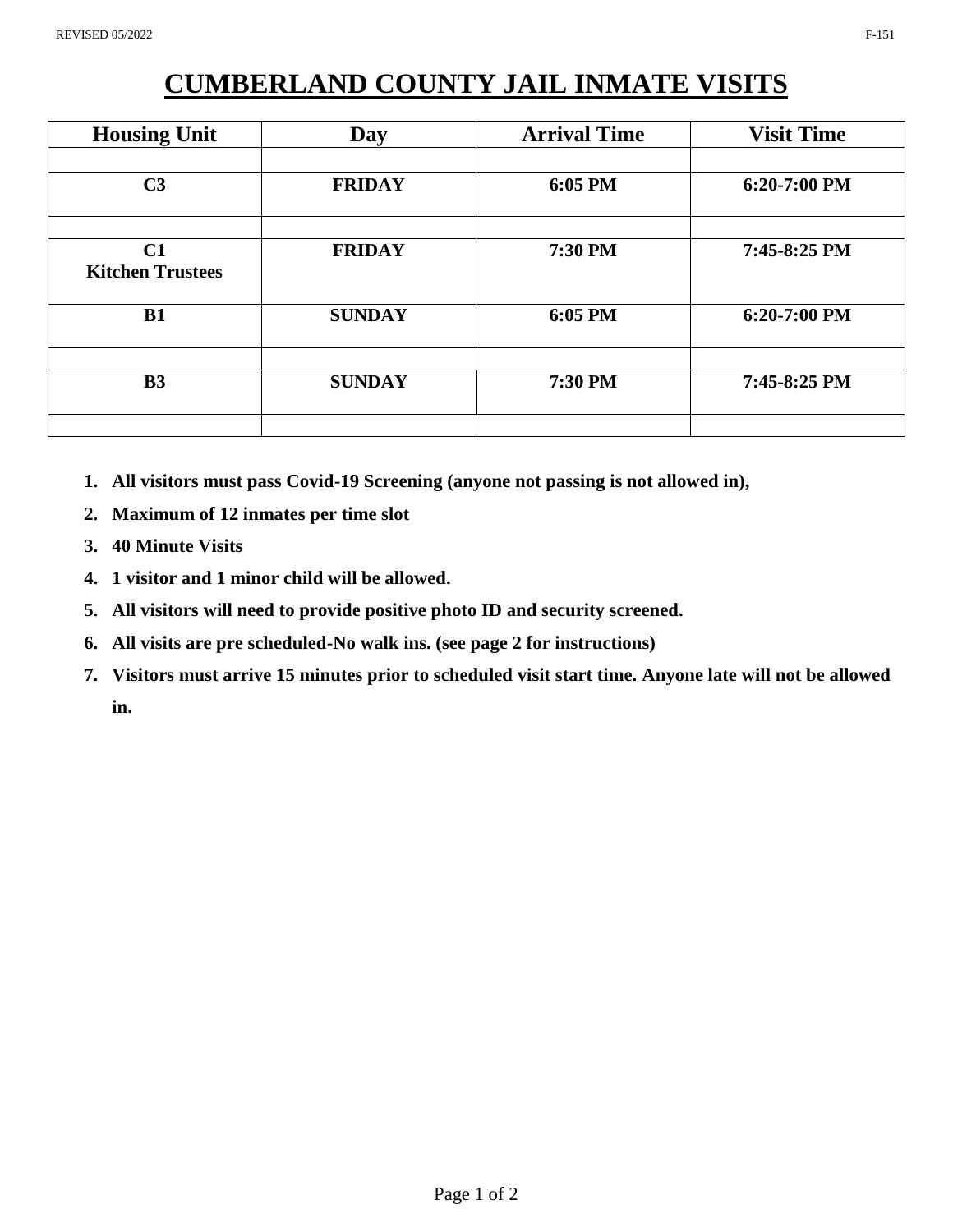# CUMBERLAND COUNTY JAIL INMATE VISITS

| Housing Unit | Day | Arrival Time | Visit Time |
|---|---|---|---|
| | | | |
| **C3** | **FRIDAY** | **6:05 PM** | **6:20-7:00 PM** |
| | | | |
| **C1 Kitchen Trustees** | **FRIDAY** | **7:30 PM** | **7:45-8:25 PM** |
| **B1** | **SUNDAY** | **6:05 PM** | **6:20-7:00 PM** |
| | | | |
| **B3** | **SUNDAY** | **7:30 PM** | **7:45-8:25 PM** |
| | | | |

1. **All visitors must pass Covid-19 Screening (anyone not passing is not allowed in),**
2. **Maximum of 12 inmates per time slot**
3. **40 Minute Visits**
4. **1 visitor and 1 minor child will be allowed.**
5. **All visitors will need to provide positive photo ID and security screened.**
6. **All visits are pre scheduled-No walk ins. (see page 2 for instructions)**
7. **Visitors must arrive 15 minutes prior to scheduled visit start time. Anyone late will not be allowed in.**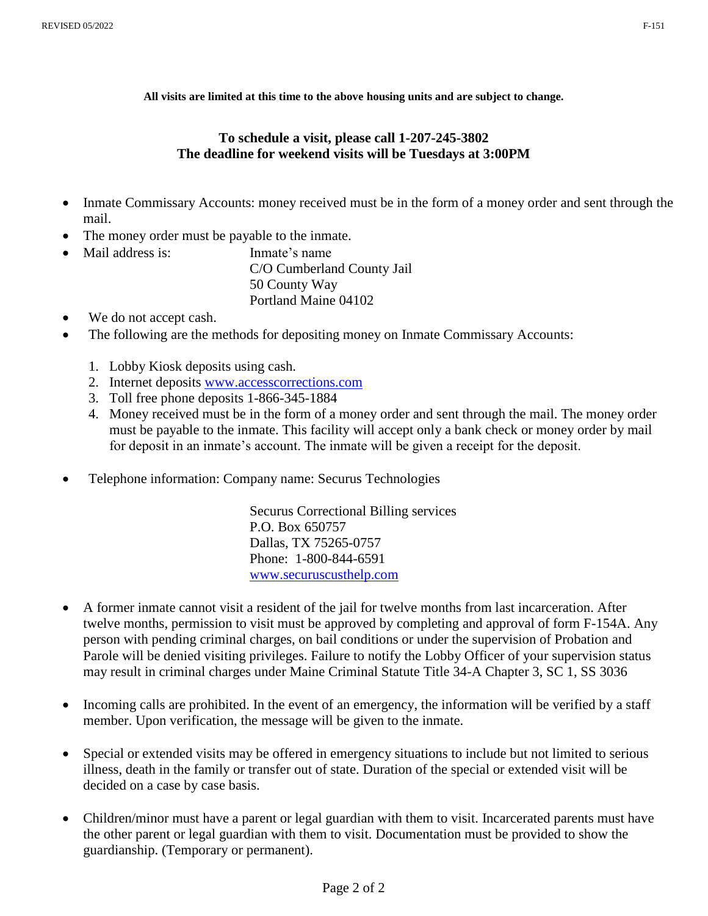**All visits are limited at this time to the above housing units and are subject to change.**

**To schedule a visit, please call 1-207-245-3802**
**The deadline for weekend visits will be Tuesdays at 3:00PM**

- Inmate Commissary Accounts: money received must be in the form of a money order and sent through the mail.
- The money order must be payable to the inmate.
- Mail address is:
  Inmate's name
  C/O Cumberland County Jail
  50 County Way
  Portland Maine 04102
- We do not accept cash.
- The following are the methods for depositing money on Inmate Commissary Accounts:
  1. Lobby Kiosk deposits using cash.
  2. Internet deposits www.accesscorrections.com
  3. Toll free phone deposits 1-866-345-1884
  4. Money received must be in the form of a money order and sent through the mail. The money order must be payable to the inmate. This facility will accept only a bank check or money order by mail for deposit in an inmate's account. The inmate will be given a receipt for the deposit.
- Telephone information: Company name: Securus Technologies

  Securus Correctional Billing services
  P.O. Box 650757
  Dallas, TX 75265-0757
  Phone: 1-800-844-6591
  www.securuscusthelp.com

- A former inmate cannot visit a resident of the jail for twelve months from last incarceration. After twelve months, permission to visit must be approved by completing and approval of form F-154A. Any person with pending criminal charges, on bail conditions or under the supervision of Probation and Parole will be denied visiting privileges. Failure to notify the Lobby Officer of your supervision status may result in criminal charges under Maine Criminal Statute Title 34-A Chapter 3, SC 1, SS 3036

- Incoming calls are prohibited. In the event of an emergency, the information will be verified by a staff member. Upon verification, the message will be given to the inmate.

- Special or extended visits may be offered in emergency situations to include but not limited to serious illness, death in the family or transfer out of state. Duration of the special or extended visit will be decided on a case by case basis.

- Children/minor must have a parent or legal guardian with them to visit. Incarcerated parents must have the other parent or legal guardian with them to visit. Documentation must be provided to show the guardianship. (Temporary or permanent).